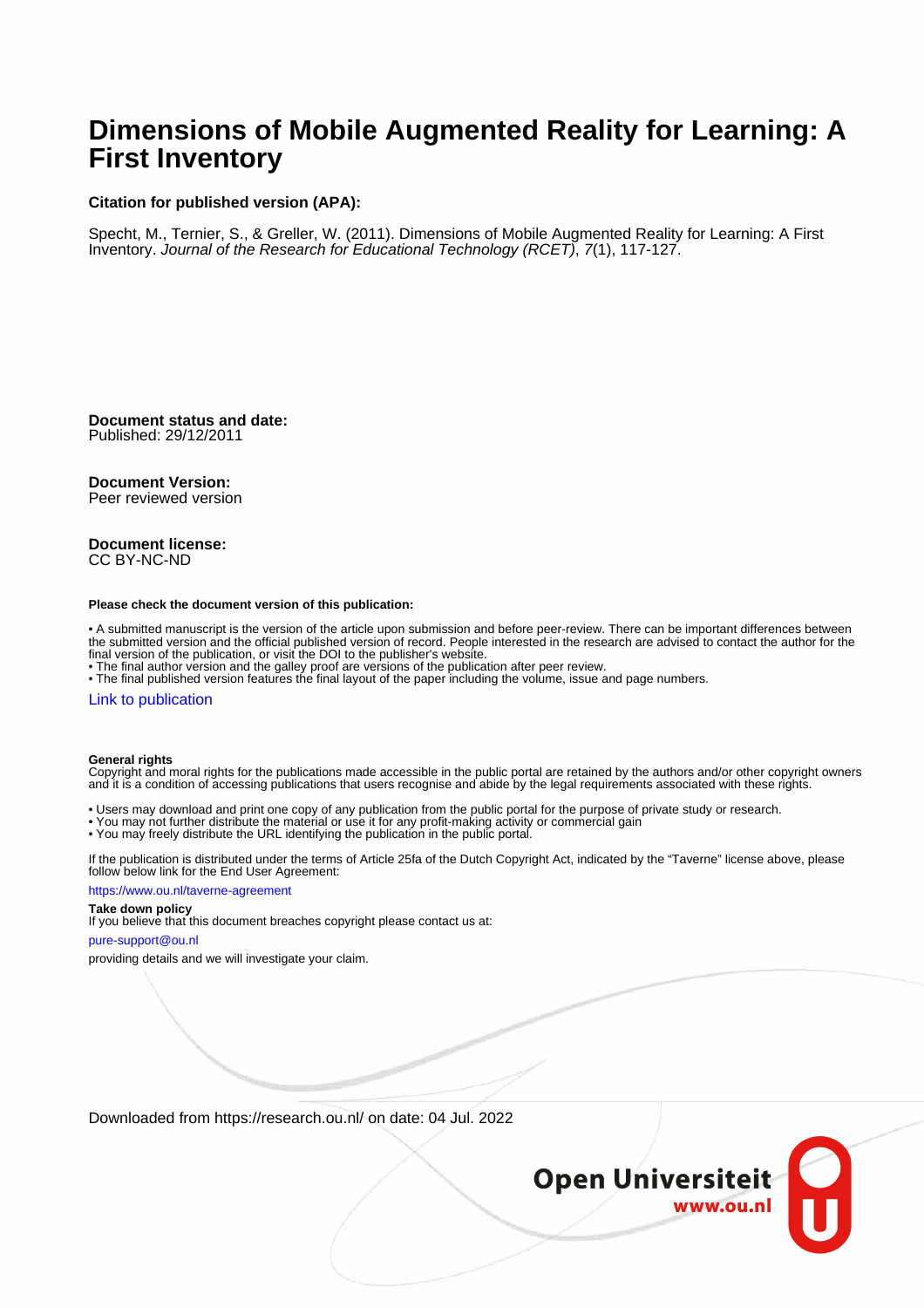# Dimensions of Mobile Augmented Reality for Learning: A First Inventory

**Citation for published version (APA):**

Specht, M., Ternier, S., & Greller, W. (2011). Dimensions of Mobile Augmented Reality for Learning: A First Inventory. *Journal of the Research for Educational Technology (RCET)*, *7*(1), 117-127.

**Document status and date:**
Published: 29/12/2011

**Document Version:**
Peer reviewed version

**Document license:**
CC BY-NC-ND

**Please check the document version of this publication:**

• A submitted manuscript is the version of the article upon submission and before peer-review. There can be important differences between the submitted version and the official published version of record. People interested in the research are advised to contact the author for the final version of the publication, or visit the DOI to the publisher's website.
• The final author version and the galley proof are versions of the publication after peer review.
• The final published version features the final layout of the paper including the volume, issue and page numbers.

Link to publication

**General rights**
Copyright and moral rights for the publications made accessible in the public portal are retained by the authors and/or other copyright owners and it is a condition of accessing publications that users recognise and abide by the legal requirements associated with these rights.

• Users may download and print one copy of any publication from the public portal for the purpose of private study or research.
• You may not further distribute the material or use it for any profit-making activity or commercial gain
• You may freely distribute the URL identifying the publication in the public portal.

If the publication is distributed under the terms of Article 25fa of the Dutch Copyright Act, indicated by the "Taverne" license above, please follow below link for the End User Agreement:

https://www.ou.nl/taverne-agreement

**Take down policy**
If you believe that this document breaches copyright please contact us at:

pure-support@ou.nl

providing details and we will investigate your claim.

Downloaded from https://research.ou.nl/ on date: 04 Jul. 2022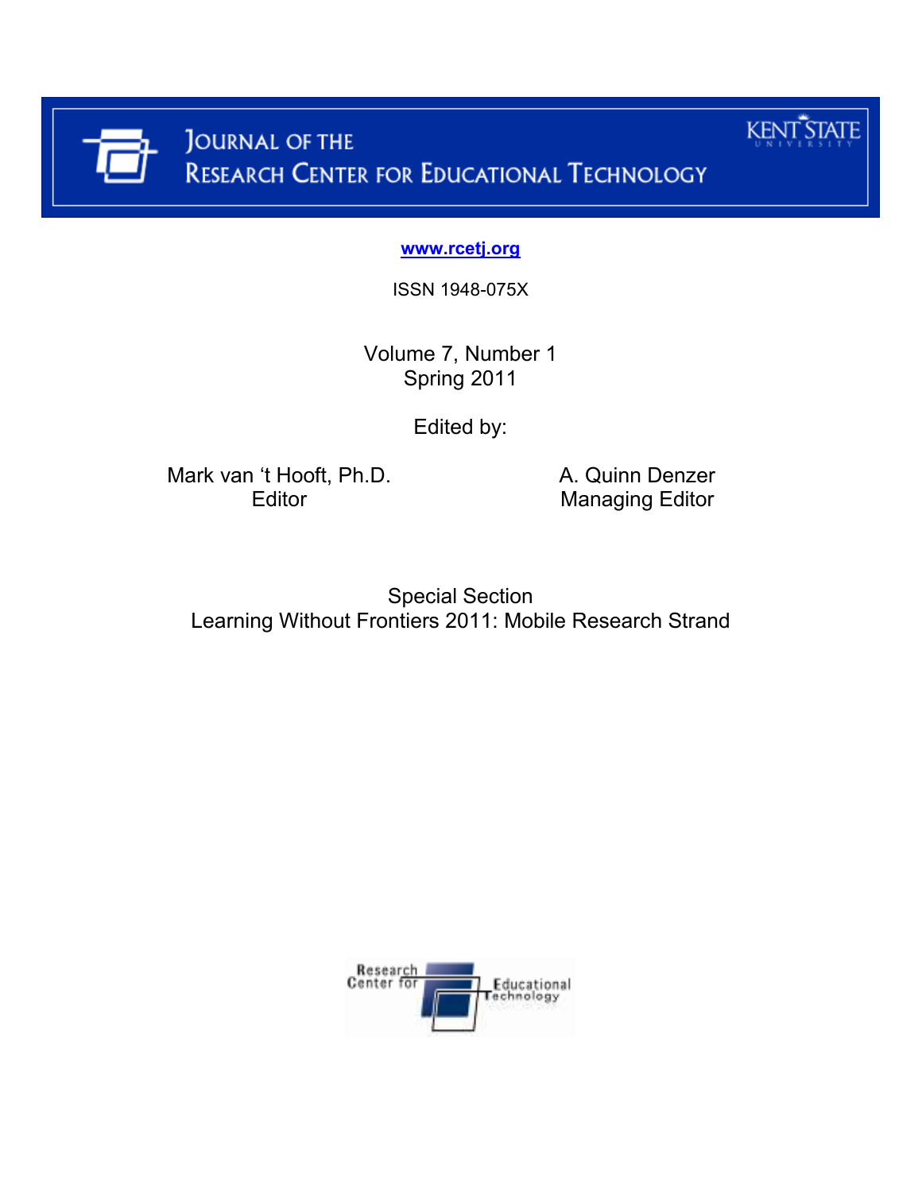# Journal of the Research Center for Educational Technology

Kent State University

www.rcetj.org

ISSN 1948-075X

Volume 7, Number 1
Spring 2011

Edited by:

Mark van 't Hooft, Ph.D.
Editor

A. Quinn Denzer
Managing Editor

Special Section
Learning Without Frontiers 2011: Mobile Research Strand

Research Center for Educational Technology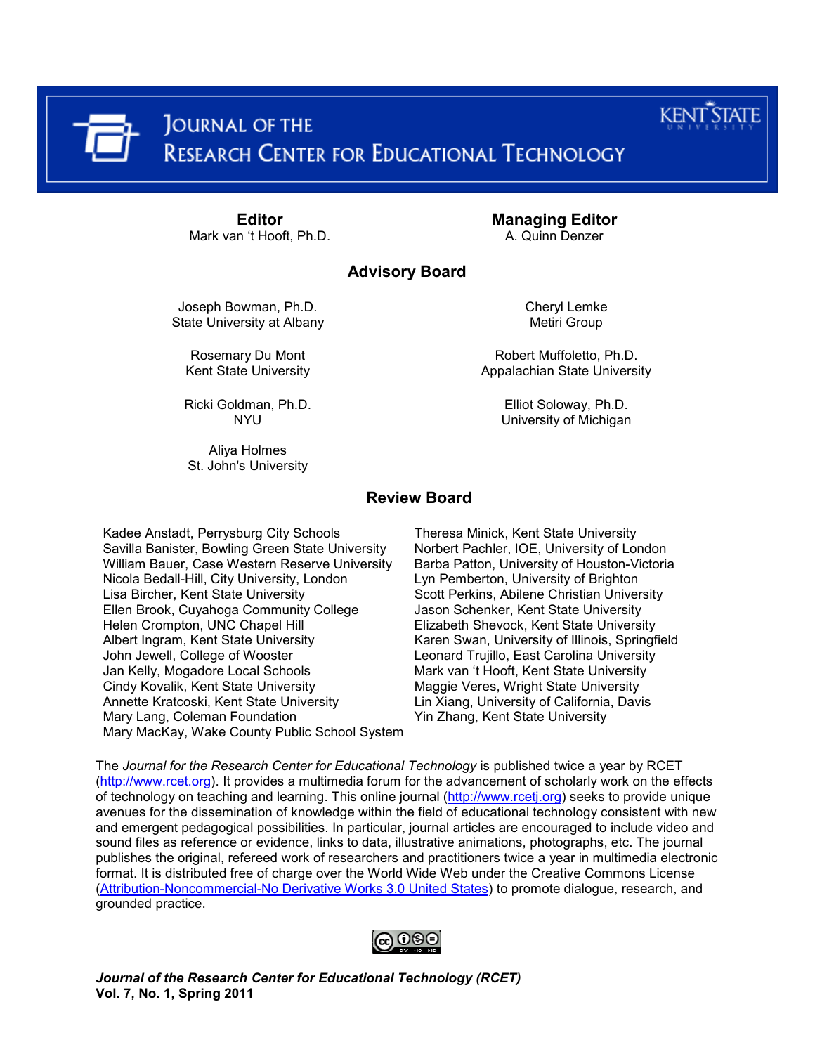# Journal of the Research Center for Educational Technology

**Editor**
Mark van 't Hooft, Ph.D.

**Managing Editor**
A. Quinn Denzer

## Advisory Board

Joseph Bowman, Ph.D.
State University at Albany

Rosemary Du Mont
Kent State University

Ricki Goldman, Ph.D.
NYU

Aliya Holmes
St. John's University

Cheryl Lemke
Metiri Group

Robert Muffoletto, Ph.D.
Appalachian State University

Elliot Soloway, Ph.D.
University of Michigan

## Review Board

Kadee Anstadt, Perrysburg City Schools
Savilla Banister, Bowling Green State University
William Bauer, Case Western Reserve University
Nicola Bedall-Hill, City University, London
Lisa Bircher, Kent State University
Ellen Brook, Cuyahoga Community College
Helen Crompton, UNC Chapel Hill
Albert Ingram, Kent State University
John Jewell, College of Wooster
Jan Kelly, Mogadore Local Schools
Cindy Kovalik, Kent State University
Annette Kratcoski, Kent State University
Mary Lang, Coleman Foundation
Mary MacKay, Wake County Public School System
Theresa Minick, Kent State University
Norbert Pachler, IOE, University of London
Barba Patton, University of Houston-Victoria
Lyn Pemberton, University of Brighton
Scott Perkins, Abilene Christian University
Jason Schenker, Kent State University
Elizabeth Shevock, Kent State University
Karen Swan, University of Illinois, Springfield
Leonard Trujillo, East Carolina University
Mark van 't Hooft, Kent State University
Maggie Veres, Wright State University
Lin Xiang, University of California, Davis
Yin Zhang, Kent State University

The *Journal for the Research Center for Educational Technology* is published twice a year by RCET (http://www.rcet.org). It provides a multimedia forum for the advancement of scholarly work on the effects of technology on teaching and learning. This online journal (http://www.rcetj.org) seeks to provide unique avenues for the dissemination of knowledge within the field of educational technology consistent with new and emergent pedagogical possibilities. In particular, journal articles are encouraged to include video and sound files as reference or evidence, links to data, illustrative animations, photographs, etc. The journal publishes the original, refereed work of researchers and practitioners twice a year in multimedia electronic format. It is distributed free of charge over the World Wide Web under the Creative Commons License (Attribution-Noncommercial-No Derivative Works 3.0 United States) to promote dialogue, research, and grounded practice.

***Journal of the Research Center for Educational Technology (RCET)***
**Vol. 7, No. 1, Spring 2011**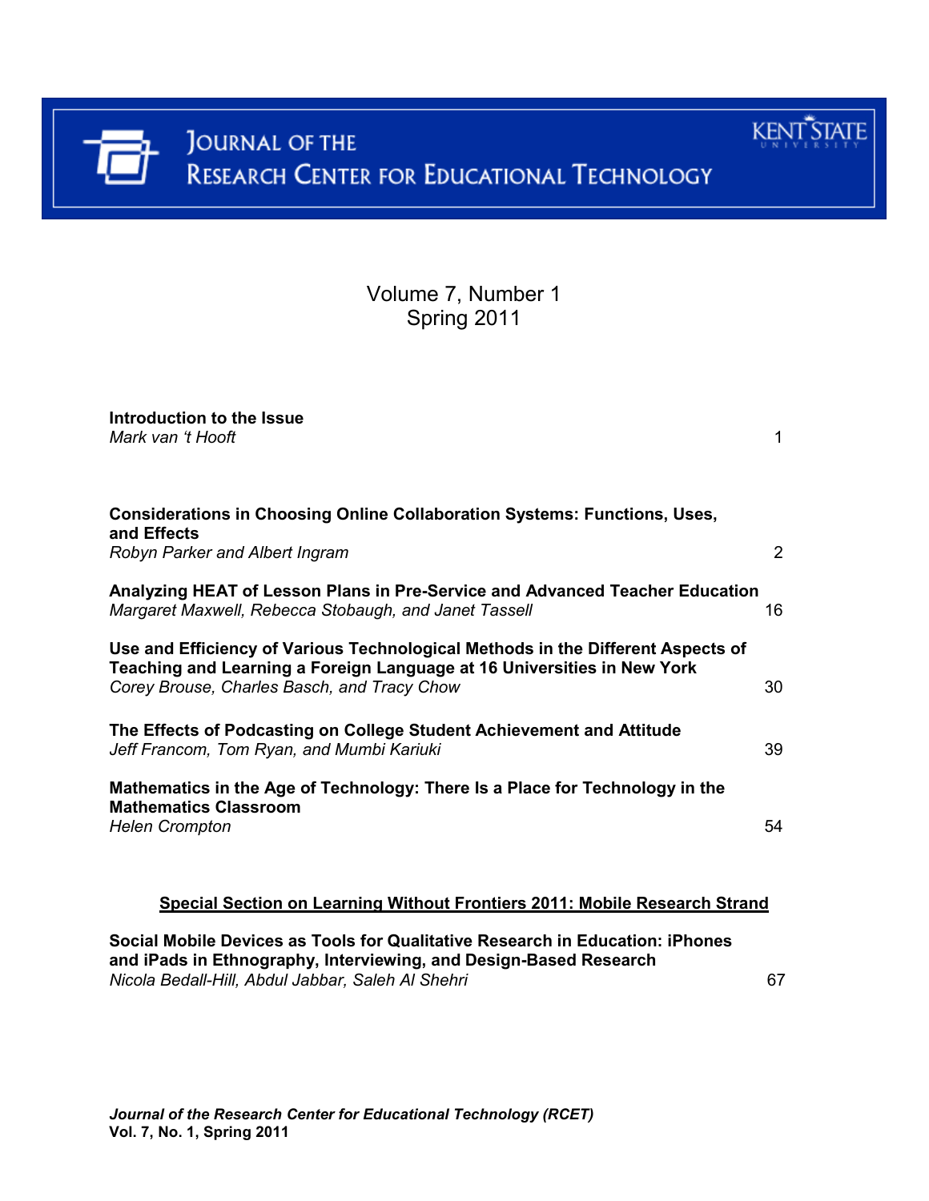# Journal of the Research Center for Educational Technology

Volume 7, Number 1
Spring 2011

**Introduction to the Issue**
*Mark van 't Hooft* 1

**Considerations in Choosing Online Collaboration Systems: Functions, Uses, and Effects**
*Robyn Parker and Albert Ingram* 2

**Analyzing HEAT of Lesson Plans in Pre-Service and Advanced Teacher Education**
*Margaret Maxwell, Rebecca Stobaugh, and Janet Tassell* 16

**Use and Efficiency of Various Technological Methods in the Different Aspects of Teaching and Learning a Foreign Language at 16 Universities in New York**
*Corey Brouse, Charles Basch, and Tracy Chow* 30

**The Effects of Podcasting on College Student Achievement and Attitude**
*Jeff Francom, Tom Ryan, and Mumbi Kariuki* 39

**Mathematics in the Age of Technology: There Is a Place for Technology in the Mathematics Classroom**
*Helen Crompton* 54

## Special Section on Learning Without Frontiers 2011: Mobile Research Strand

**Social Mobile Devices as Tools for Qualitative Research in Education: iPhones and iPads in Ethnography, Interviewing, and Design-Based Research**
*Nicola Bedall-Hill, Abdul Jabbar, Saleh Al Shehri* 67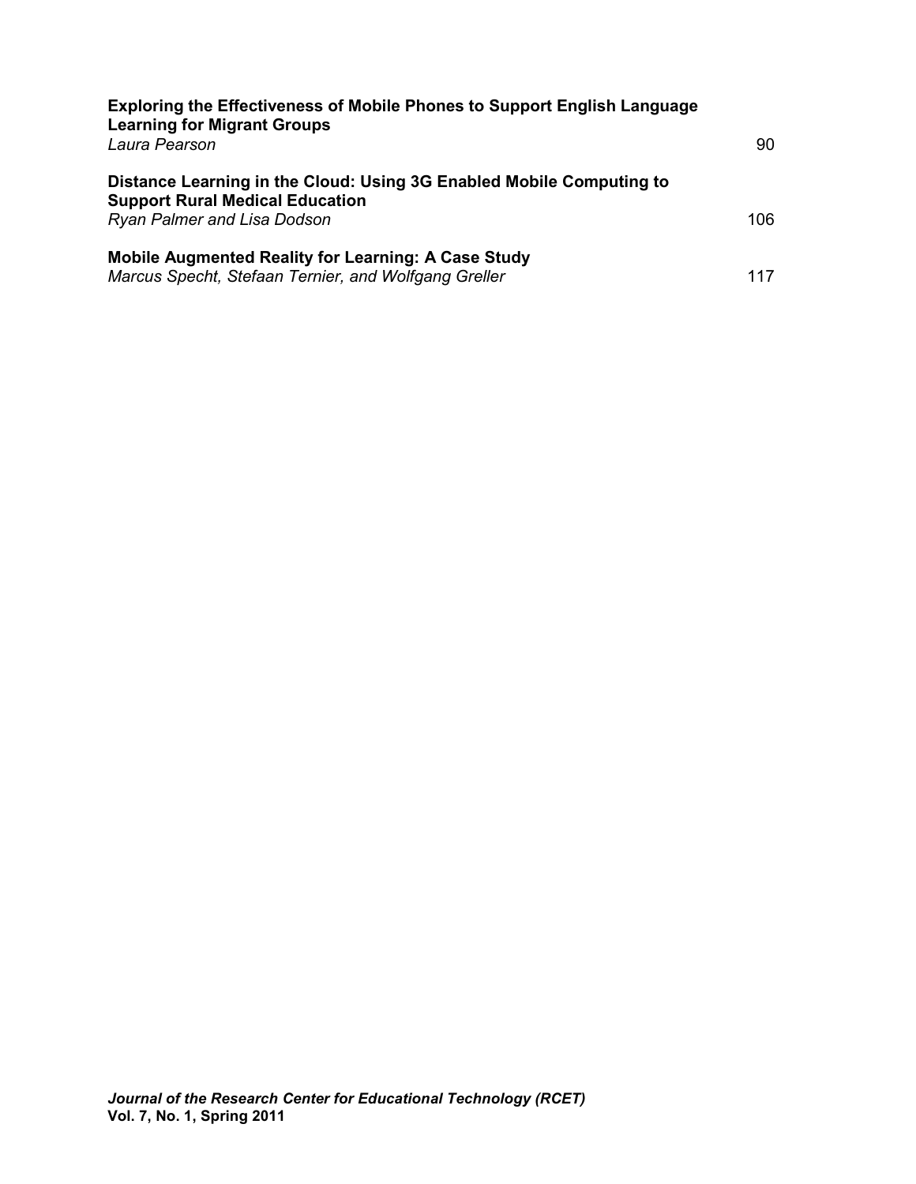**Exploring the Effectiveness of Mobile Phones to Support English Language Learning for Migrant Groups**
*Laura Pearson* 90

**Distance Learning in the Cloud: Using 3G Enabled Mobile Computing to Support Rural Medical Education**
*Ryan Palmer and Lisa Dodson* 106

**Mobile Augmented Reality for Learning: A Case Study**
*Marcus Specht, Stefaan Ternier, and Wolfgang Greller* 117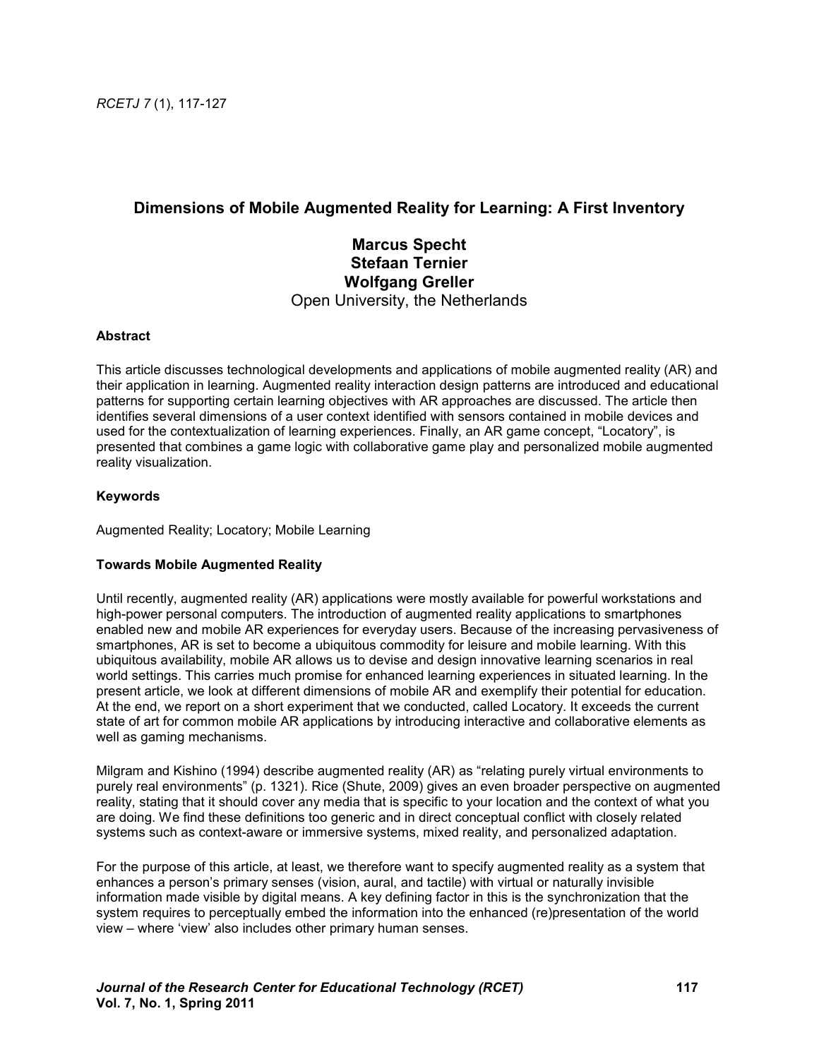# Dimensions of Mobile Augmented Reality for Learning: A First Inventory

**Marcus Specht**
**Stefaan Ternier**
**Wolfgang Greller**
Open University, the Netherlands

### Abstract

This article discusses technological developments and applications of mobile augmented reality (AR) and their application in learning. Augmented reality interaction design patterns are introduced and educational patterns for supporting certain learning objectives with AR approaches are discussed. The article then identifies several dimensions of a user context identified with sensors contained in mobile devices and used for the contextualization of learning experiences. Finally, an AR game concept, "Locatory", is presented that combines a game logic with collaborative game play and personalized mobile augmented reality visualization.

### Keywords

Augmented Reality; Locatory; Mobile Learning

### Towards Mobile Augmented Reality

Until recently, augmented reality (AR) applications were mostly available for powerful workstations and high-power personal computers. The introduction of augmented reality applications to smartphones enabled new and mobile AR experiences for everyday users. Because of the increasing pervasiveness of smartphones, AR is set to become a ubiquitous commodity for leisure and mobile learning. With this ubiquitous availability, mobile AR allows us to devise and design innovative learning scenarios in real world settings. This carries much promise for enhanced learning experiences in situated learning. In the present article, we look at different dimensions of mobile AR and exemplify their potential for education. At the end, we report on a short experiment that we conducted, called Locatory. It exceeds the current state of art for common mobile AR applications by introducing interactive and collaborative elements as well as gaming mechanisms.

Milgram and Kishino (1994) describe augmented reality (AR) as "relating purely virtual environments to purely real environments" (p. 1321). Rice (Shute, 2009) gives an even broader perspective on augmented reality, stating that it should cover any media that is specific to your location and the context of what you are doing. We find these definitions too generic and in direct conceptual conflict with closely related systems such as context-aware or immersive systems, mixed reality, and personalized adaptation.

For the purpose of this article, at least, we therefore want to specify augmented reality as a system that enhances a person's primary senses (vision, aural, and tactile) with virtual or naturally invisible information made visible by digital means. A key defining factor in this is the synchronization that the system requires to perceptually embed the information into the enhanced (re)presentation of the world view – where 'view' also includes other primary human senses.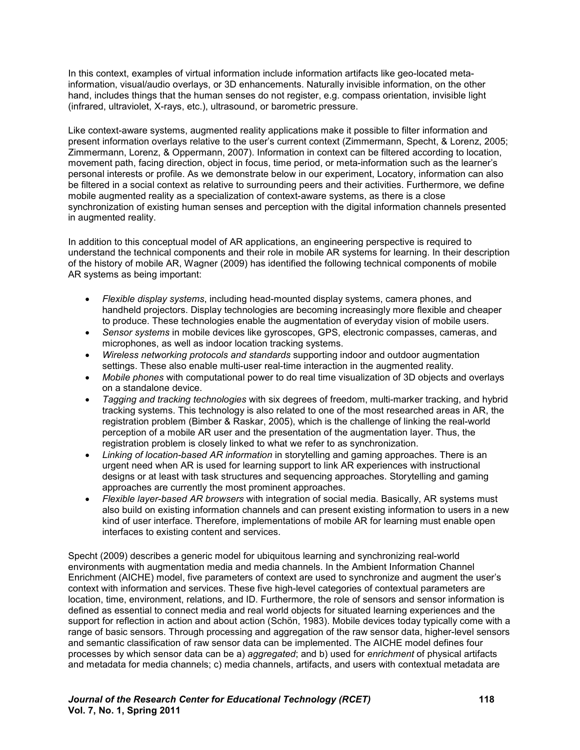In this context, examples of virtual information include information artifacts like geo-located meta-information, visual/audio overlays, or 3D enhancements. Naturally invisible information, on the other hand, includes things that the human senses do not register, e.g. compass orientation, invisible light (infrared, ultraviolet, X-rays, etc.), ultrasound, or barometric pressure.

Like context-aware systems, augmented reality applications make it possible to filter information and present information overlays relative to the user's current context (Zimmermann, Specht, & Lorenz, 2005; Zimmermann, Lorenz, & Oppermann, 2007). Information in context can be filtered according to location, movement path, facing direction, object in focus, time period, or meta-information such as the learner's personal interests or profile. As we demonstrate below in our experiment, Locatory, information can also be filtered in a social context as relative to surrounding peers and their activities. Furthermore, we define mobile augmented reality as a specialization of context-aware systems, as there is a close synchronization of existing human senses and perception with the digital information channels presented in augmented reality.

In addition to this conceptual model of AR applications, an engineering perspective is required to understand the technical components and their role in mobile AR systems for learning. In their description of the history of mobile AR, Wagner (2009) has identified the following technical components of mobile AR systems as being important:

- *Flexible display systems*, including head-mounted display systems, camera phones, and handheld projectors. Display technologies are becoming increasingly more flexible and cheaper to produce. These technologies enable the augmentation of everyday vision of mobile users.
- *Sensor systems* in mobile devices like gyroscopes, GPS, electronic compasses, cameras, and microphones, as well as indoor location tracking systems.
- *Wireless networking protocols and standards* supporting indoor and outdoor augmentation settings. These also enable multi-user real-time interaction in the augmented reality.
- *Mobile phones* with computational power to do real time visualization of 3D objects and overlays on a standalone device.
- *Tagging and tracking technologies* with six degrees of freedom, multi-marker tracking, and hybrid tracking systems. This technology is also related to one of the most researched areas in AR, the registration problem (Bimber & Raskar, 2005), which is the challenge of linking the real-world perception of a mobile AR user and the presentation of the augmentation layer. Thus, the registration problem is closely linked to what we refer to as synchronization.
- *Linking of location-based AR information* in storytelling and gaming approaches. There is an urgent need when AR is used for learning support to link AR experiences with instructional designs or at least with task structures and sequencing approaches. Storytelling and gaming approaches are currently the most prominent approaches.
- *Flexible layer-based AR browsers* with integration of social media. Basically, AR systems must also build on existing information channels and can present existing information to users in a new kind of user interface. Therefore, implementations of mobile AR for learning must enable open interfaces to existing content and services.

Specht (2009) describes a generic model for ubiquitous learning and synchronizing real-world environments with augmentation media and media channels. In the Ambient Information Channel Enrichment (AICHE) model, five parameters of context are used to synchronize and augment the user's context with information and services. These five high-level categories of contextual parameters are location, time, environment, relations, and ID. Furthermore, the role of sensors and sensor information is defined as essential to connect media and real world objects for situated learning experiences and the support for reflection in action and about action (Schön, 1983). Mobile devices today typically come with a range of basic sensors. Through processing and aggregation of the raw sensor data, higher-level sensors and semantic classification of raw sensor data can be implemented. The AICHE model defines four processes by which sensor data can be a) *aggregated*; and b) used for *enrichment* of physical artifacts and metadata for media channels; c) media channels, artifacts, and users with contextual metadata are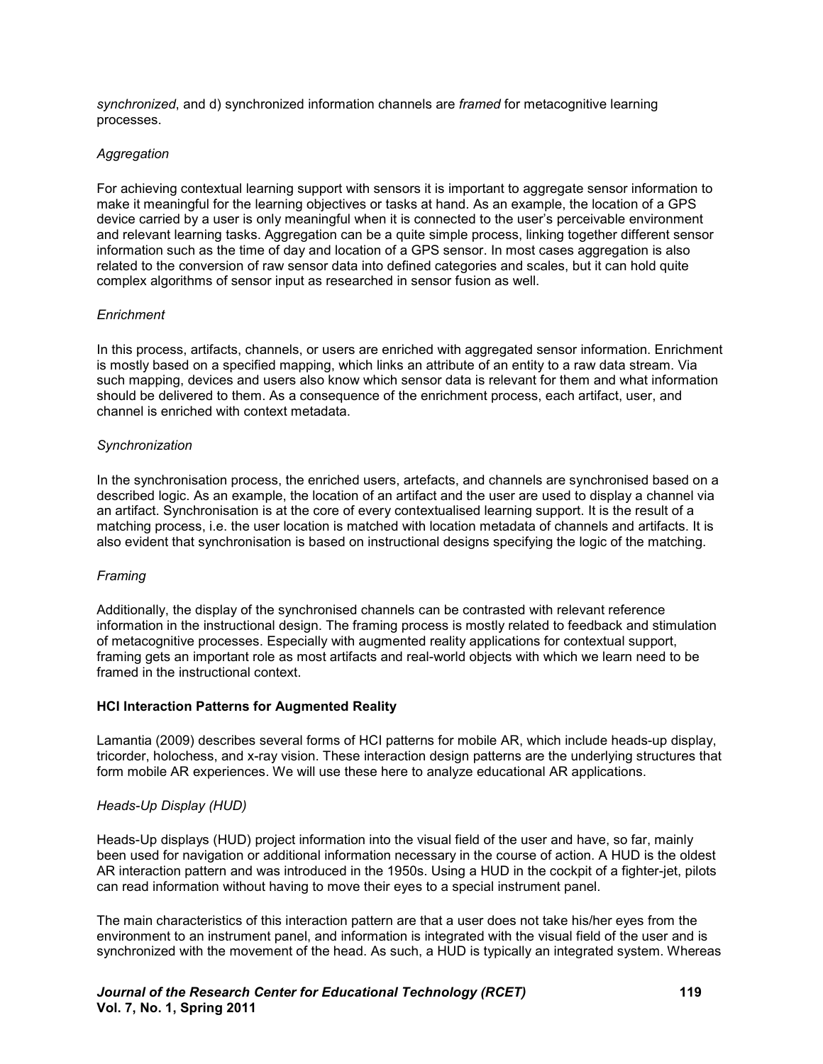*synchronized*, and d) synchronized information channels are *framed* for metacognitive learning processes.

### *Aggregation*

For achieving contextual learning support with sensors it is important to aggregate sensor information to make it meaningful for the learning objectives or tasks at hand. As an example, the location of a GPS device carried by a user is only meaningful when it is connected to the user's perceivable environment and relevant learning tasks. Aggregation can be a quite simple process, linking together different sensor information such as the time of day and location of a GPS sensor. In most cases aggregation is also related to the conversion of raw sensor data into defined categories and scales, but it can hold quite complex algorithms of sensor input as researched in sensor fusion as well.

### *Enrichment*

In this process, artifacts, channels, or users are enriched with aggregated sensor information. Enrichment is mostly based on a specified mapping, which links an attribute of an entity to a raw data stream. Via such mapping, devices and users also know which sensor data is relevant for them and what information should be delivered to them. As a consequence of the enrichment process, each artifact, user, and channel is enriched with context metadata.

### *Synchronization*

In the synchronisation process, the enriched users, artefacts, and channels are synchronised based on a described logic. As an example, the location of an artifact and the user are used to display a channel via an artifact. Synchronisation is at the core of every contextualised learning support. It is the result of a matching process, i.e. the user location is matched with location metadata of channels and artifacts. It is also evident that synchronisation is based on instructional designs specifying the logic of the matching.

### *Framing*

Additionally, the display of the synchronised channels can be contrasted with relevant reference information in the instructional design. The framing process is mostly related to feedback and stimulation of metacognitive processes. Especially with augmented reality applications for contextual support, framing gets an important role as most artifacts and real-world objects with which we learn need to be framed in the instructional context.

## **HCI Interaction Patterns for Augmented Reality**

Lamantia (2009) describes several forms of HCI patterns for mobile AR, which include heads-up display, tricorder, holochess, and x-ray vision. These interaction design patterns are the underlying structures that form mobile AR experiences. We will use these here to analyze educational AR applications.

### *Heads-Up Display (HUD)*

Heads-Up displays (HUD) project information into the visual field of the user and have, so far, mainly been used for navigation or additional information necessary in the course of action. A HUD is the oldest AR interaction pattern and was introduced in the 1950s. Using a HUD in the cockpit of a fighter-jet, pilots can read information without having to move their eyes to a special instrument panel.

The main characteristics of this interaction pattern are that a user does not take his/her eyes from the environment to an instrument panel, and information is integrated with the visual field of the user and is synchronized with the movement of the head. As such, a HUD is typically an integrated system. Whereas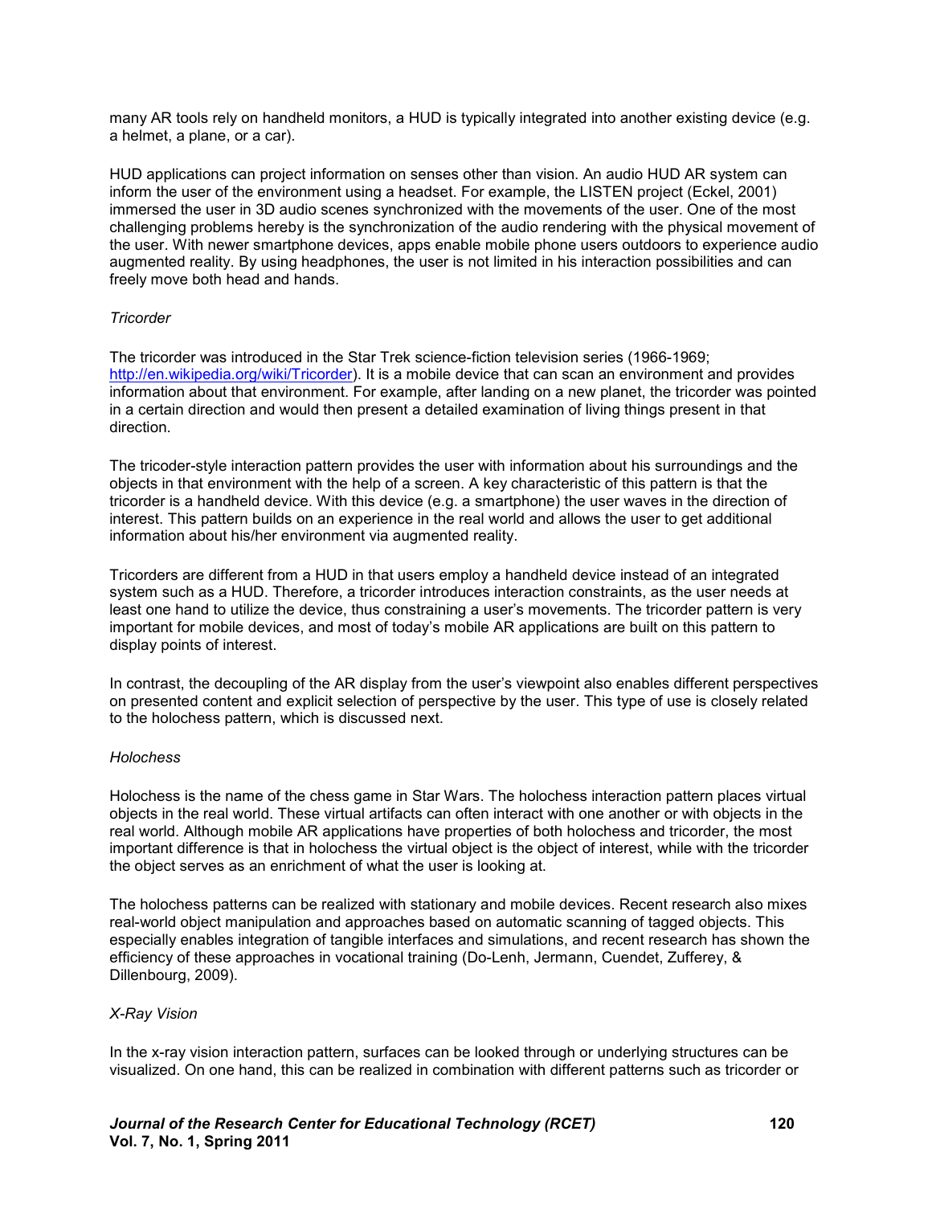many AR tools rely on handheld monitors, a HUD is typically integrated into another existing device (e.g. a helmet, a plane, or a car).

HUD applications can project information on senses other than vision. An audio HUD AR system can inform the user of the environment using a headset. For example, the LISTEN project (Eckel, 2001) immersed the user in 3D audio scenes synchronized with the movements of the user. One of the most challenging problems hereby is the synchronization of the audio rendering with the physical movement of the user. With newer smartphone devices, apps enable mobile phone users outdoors to experience audio augmented reality. By using headphones, the user is not limited in his interaction possibilities and can freely move both head and hands.

*Tricorder*

The tricorder was introduced in the Star Trek science-fiction television series (1966-1969; http://en.wikipedia.org/wiki/Tricorder). It is a mobile device that can scan an environment and provides information about that environment. For example, after landing on a new planet, the tricorder was pointed in a certain direction and would then present a detailed examination of living things present in that direction.

The tricoder-style interaction pattern provides the user with information about his surroundings and the objects in that environment with the help of a screen. A key characteristic of this pattern is that the tricorder is a handheld device. With this device (e.g. a smartphone) the user waves in the direction of interest. This pattern builds on an experience in the real world and allows the user to get additional information about his/her environment via augmented reality.

Tricorders are different from a HUD in that users employ a handheld device instead of an integrated system such as a HUD. Therefore, a tricorder introduces interaction constraints, as the user needs at least one hand to utilize the device, thus constraining a user's movements. The tricorder pattern is very important for mobile devices, and most of today's mobile AR applications are built on this pattern to display points of interest.

In contrast, the decoupling of the AR display from the user's viewpoint also enables different perspectives on presented content and explicit selection of perspective by the user. This type of use is closely related to the holochess pattern, which is discussed next.

*Holochess*

Holochess is the name of the chess game in Star Wars. The holochess interaction pattern places virtual objects in the real world. These virtual artifacts can often interact with one another or with objects in the real world. Although mobile AR applications have properties of both holochess and tricorder, the most important difference is that in holochess the virtual object is the object of interest, while with the tricorder the object serves as an enrichment of what the user is looking at.

The holochess patterns can be realized with stationary and mobile devices. Recent research also mixes real-world object manipulation and approaches based on automatic scanning of tagged objects. This especially enables integration of tangible interfaces and simulations, and recent research has shown the efficiency of these approaches in vocational training (Do-Lenh, Jermann, Cuendet, Zufferey, & Dillenbourg, 2009).

*X-Ray Vision*

In the x-ray vision interaction pattern, surfaces can be looked through or underlying structures can be visualized. On one hand, this can be realized in combination with different patterns such as tricorder or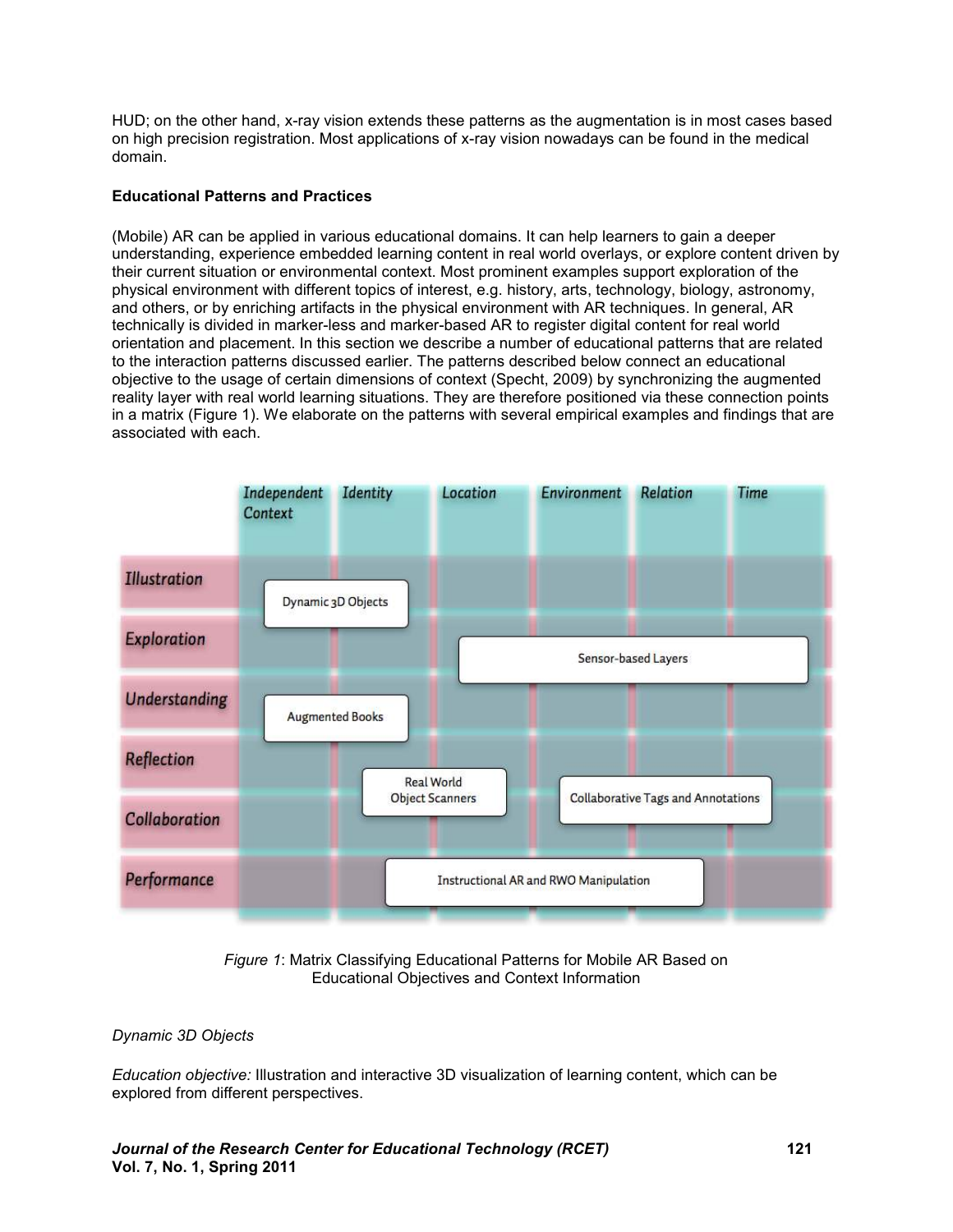HUD; on the other hand, x-ray vision extends these patterns as the augmentation is in most cases based on high precision registration. Most applications of x-ray vision nowadays can be found in the medical domain.

**Educational Patterns and Practices**

(Mobile) AR can be applied in various educational domains. It can help learners to gain a deeper understanding, experience embedded learning content in real world overlays, or explore content driven by their current situation or environmental context. Most prominent examples support exploration of the physical environment with different topics of interest, e.g. history, arts, technology, biology, astronomy, and others, or by enriching artifacts in the physical environment with AR techniques. In general, AR technically is divided in marker-less and marker-based AR to register digital content for real world orientation and placement. In this section we describe a number of educational patterns that are related to the interaction patterns discussed earlier. The patterns described below connect an educational objective to the usage of certain dimensions of context (Specht, 2009) by synchronizing the augmented reality layer with real world learning situations. They are therefore positioned via these connection points in a matrix (Figure 1). We elaborate on the patterns with several empirical examples and findings that are associated with each.

| | Independent Context | Identity | Location | Environment | Relation | Time |
|---|---|---|---|---|---|---|
| Illustration | Dynamic 3D Objects | Dynamic 3D Objects | | | | |
| Exploration | | | Sensor-based Layers | Sensor-based Layers | Sensor-based Layers | Sensor-based Layers |
| Understanding | Augmented Books | Augmented Books | | | | |
| Reflection / Collaboration | | Real World Object Scanners | Real World Object Scanners | Collaborative Tags and Annotations | Collaborative Tags and Annotations | Collaborative Tags and Annotations |
| Performance | | Instructional AR and RWO Manipulation | Instructional AR and RWO Manipulation | Instructional AR and RWO Manipulation | Instructional AR and RWO Manipulation | |

*Figure 1*: Matrix Classifying Educational Patterns for Mobile AR Based on Educational Objectives and Context Information

*Dynamic 3D Objects*

*Education objective:* Illustration and interactive 3D visualization of learning content, which can be explored from different perspectives.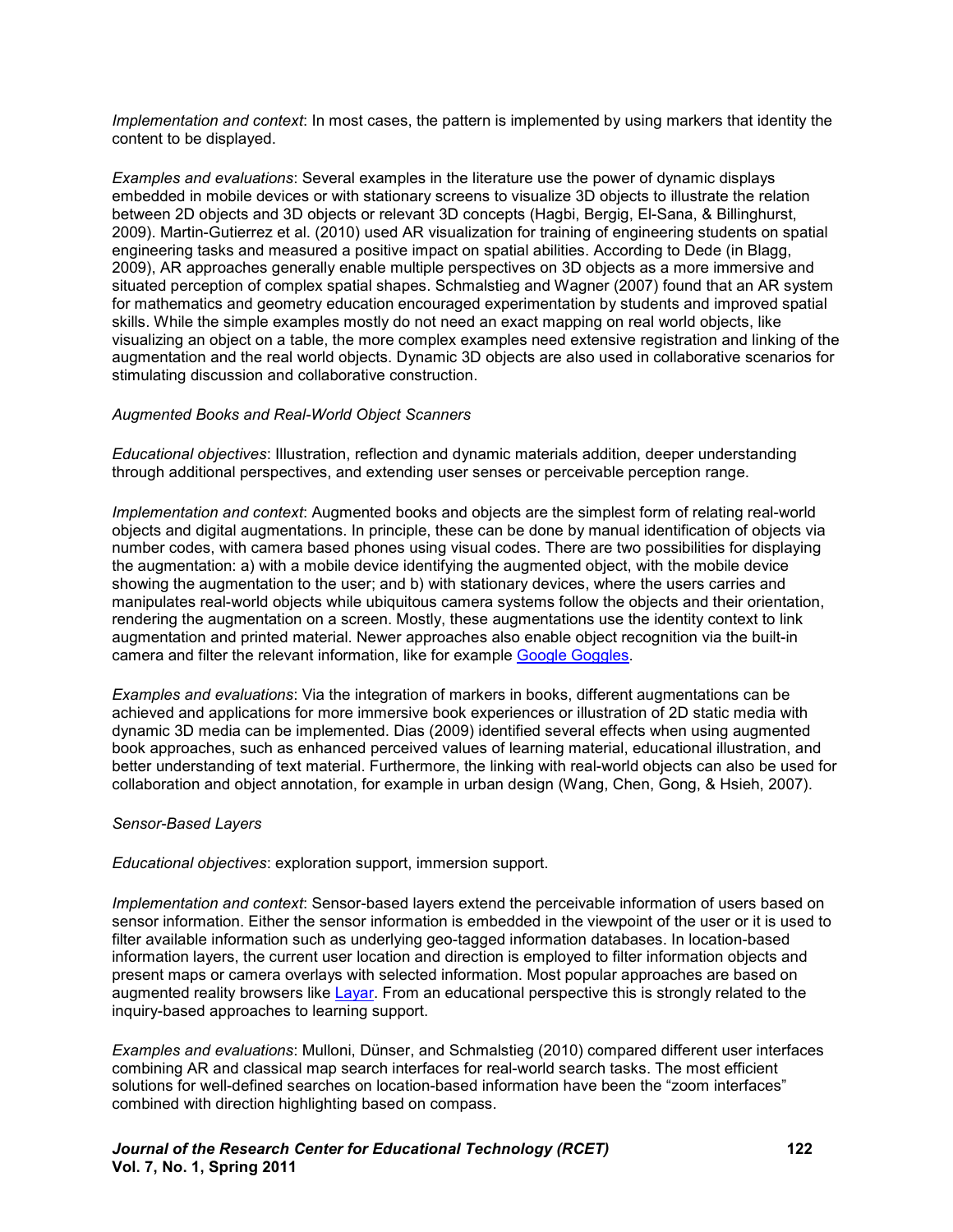*Implementation and context*: In most cases, the pattern is implemented by using markers that identity the content to be displayed.

*Examples and evaluations*: Several examples in the literature use the power of dynamic displays embedded in mobile devices or with stationary screens to visualize 3D objects to illustrate the relation between 2D objects and 3D objects or relevant 3D concepts (Hagbi, Bergig, El-Sana, & Billinghurst, 2009). Martin-Gutierrez et al. (2010) used AR visualization for training of engineering students on spatial engineering tasks and measured a positive impact on spatial abilities. According to Dede (in Blagg, 2009), AR approaches generally enable multiple perspectives on 3D objects as a more immersive and situated perception of complex spatial shapes. Schmalstieg and Wagner (2007) found that an AR system for mathematics and geometry education encouraged experimentation by students and improved spatial skills. While the simple examples mostly do not need an exact mapping on real world objects, like visualizing an object on a table, the more complex examples need extensive registration and linking of the augmentation and the real world objects. Dynamic 3D objects are also used in collaborative scenarios for stimulating discussion and collaborative construction.

### *Augmented Books and Real-World Object Scanners*

*Educational objectives*: Illustration, reflection and dynamic materials addition, deeper understanding through additional perspectives, and extending user senses or perceivable perception range.

*Implementation and context*: Augmented books and objects are the simplest form of relating real-world objects and digital augmentations. In principle, these can be done by manual identification of objects via number codes, with camera based phones using visual codes. There are two possibilities for displaying the augmentation: a) with a mobile device identifying the augmented object, with the mobile device showing the augmentation to the user; and b) with stationary devices, where the users carries and manipulates real-world objects while ubiquitous camera systems follow the objects and their orientation, rendering the augmentation on a screen. Mostly, these augmentations use the identity context to link augmentation and printed material. Newer approaches also enable object recognition via the built-in camera and filter the relevant information, like for example Google Goggles.

*Examples and evaluations*: Via the integration of markers in books, different augmentations can be achieved and applications for more immersive book experiences or illustration of 2D static media with dynamic 3D media can be implemented. Dias (2009) identified several effects when using augmented book approaches, such as enhanced perceived values of learning material, educational illustration, and better understanding of text material. Furthermore, the linking with real-world objects can also be used for collaboration and object annotation, for example in urban design (Wang, Chen, Gong, & Hsieh, 2007).

### *Sensor-Based Layers*

*Educational objectives*: exploration support, immersion support.

*Implementation and context*: Sensor-based layers extend the perceivable information of users based on sensor information. Either the sensor information is embedded in the viewpoint of the user or it is used to filter available information such as underlying geo-tagged information databases. In location-based information layers, the current user location and direction is employed to filter information objects and present maps or camera overlays with selected information. Most popular approaches are based on augmented reality browsers like Layar. From an educational perspective this is strongly related to the inquiry-based approaches to learning support.

*Examples and evaluations*: Mulloni, Dünser, and Schmalstieg (2010) compared different user interfaces combining AR and classical map search interfaces for real-world search tasks. The most efficient solutions for well-defined searches on location-based information have been the “zoom interfaces” combined with direction highlighting based on compass.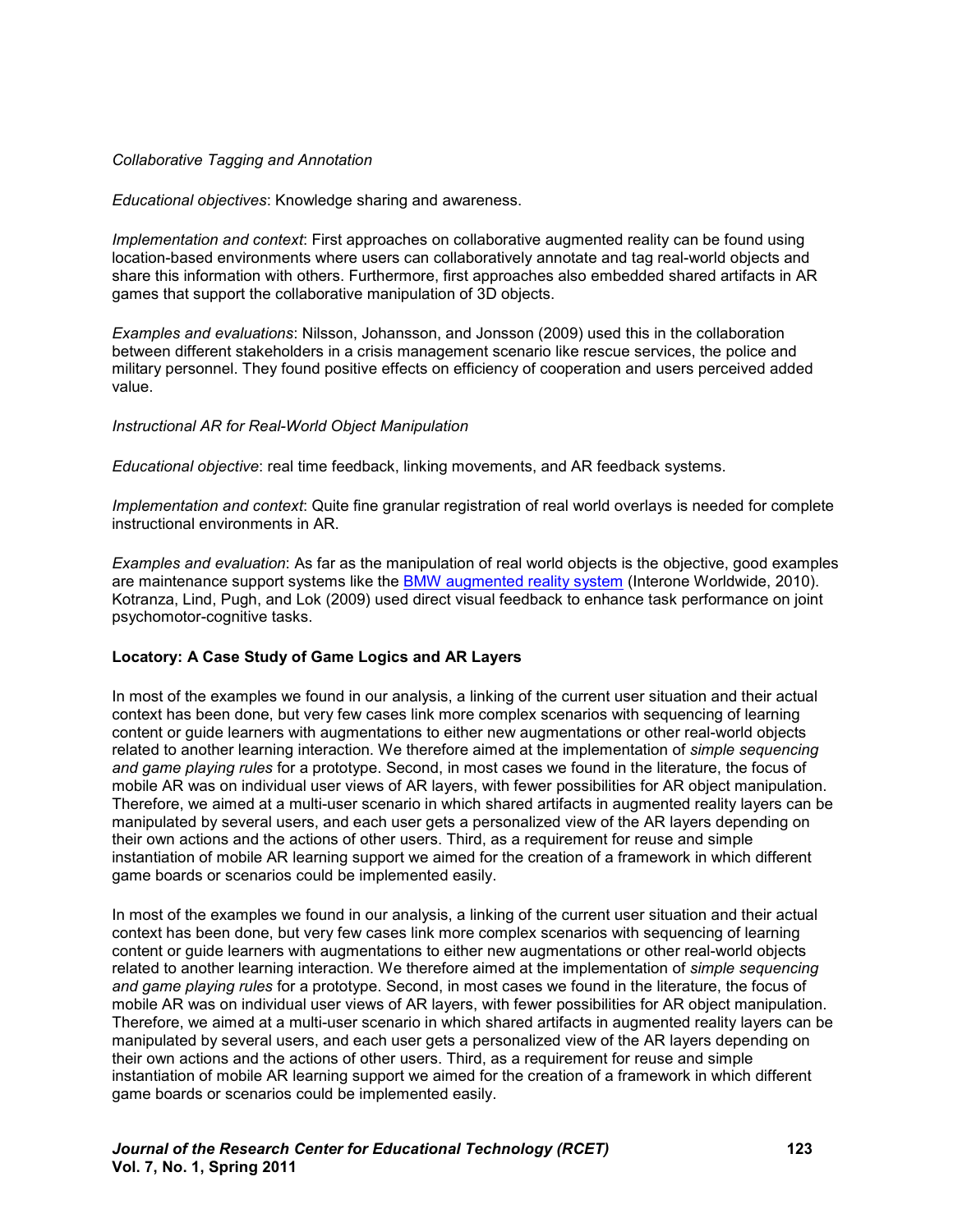*Collaborative Tagging and Annotation*

*Educational objectives*: Knowledge sharing and awareness.

*Implementation and context*: First approaches on collaborative augmented reality can be found using location-based environments where users can collaboratively annotate and tag real-world objects and share this information with others. Furthermore, first approaches also embedded shared artifacts in AR games that support the collaborative manipulation of 3D objects.

*Examples and evaluations*: Nilsson, Johansson, and Jonsson (2009) used this in the collaboration between different stakeholders in a crisis management scenario like rescue services, the police and military personnel. They found positive effects on efficiency of cooperation and users perceived added value.

*Instructional AR for Real-World Object Manipulation*

*Educational objective*: real time feedback, linking movements, and AR feedback systems.

*Implementation and context*: Quite fine granular registration of real world overlays is needed for complete instructional environments in AR.

*Examples and evaluation*: As far as the manipulation of real world objects is the objective, good examples are maintenance support systems like the BMW augmented reality system (Interone Worldwide, 2010). Kotranza, Lind, Pugh, and Lok (2009) used direct visual feedback to enhance task performance on joint psychomotor-cognitive tasks.

**Locatory: A Case Study of Game Logics and AR Layers**

In most of the examples we found in our analysis, a linking of the current user situation and their actual context has been done, but very few cases link more complex scenarios with sequencing of learning content or guide learners with augmentations to either new augmentations or other real-world objects related to another learning interaction. We therefore aimed at the implementation of *simple sequencing and game playing rules* for a prototype. Second, in most cases we found in the literature, the focus of mobile AR was on individual user views of AR layers, with fewer possibilities for AR object manipulation. Therefore, we aimed at a multi-user scenario in which shared artifacts in augmented reality layers can be manipulated by several users, and each user gets a personalized view of the AR layers depending on their own actions and the actions of other users. Third, as a requirement for reuse and simple instantiation of mobile AR learning support we aimed for the creation of a framework in which different game boards or scenarios could be implemented easily.

In most of the examples we found in our analysis, a linking of the current user situation and their actual context has been done, but very few cases link more complex scenarios with sequencing of learning content or guide learners with augmentations to either new augmentations or other real-world objects related to another learning interaction. We therefore aimed at the implementation of *simple sequencing and game playing rules* for a prototype. Second, in most cases we found in the literature, the focus of mobile AR was on individual user views of AR layers, with fewer possibilities for AR object manipulation. Therefore, we aimed at a multi-user scenario in which shared artifacts in augmented reality layers can be manipulated by several users, and each user gets a personalized view of the AR layers depending on their own actions and the actions of other users. Third, as a requirement for reuse and simple instantiation of mobile AR learning support we aimed for the creation of a framework in which different game boards or scenarios could be implemented easily.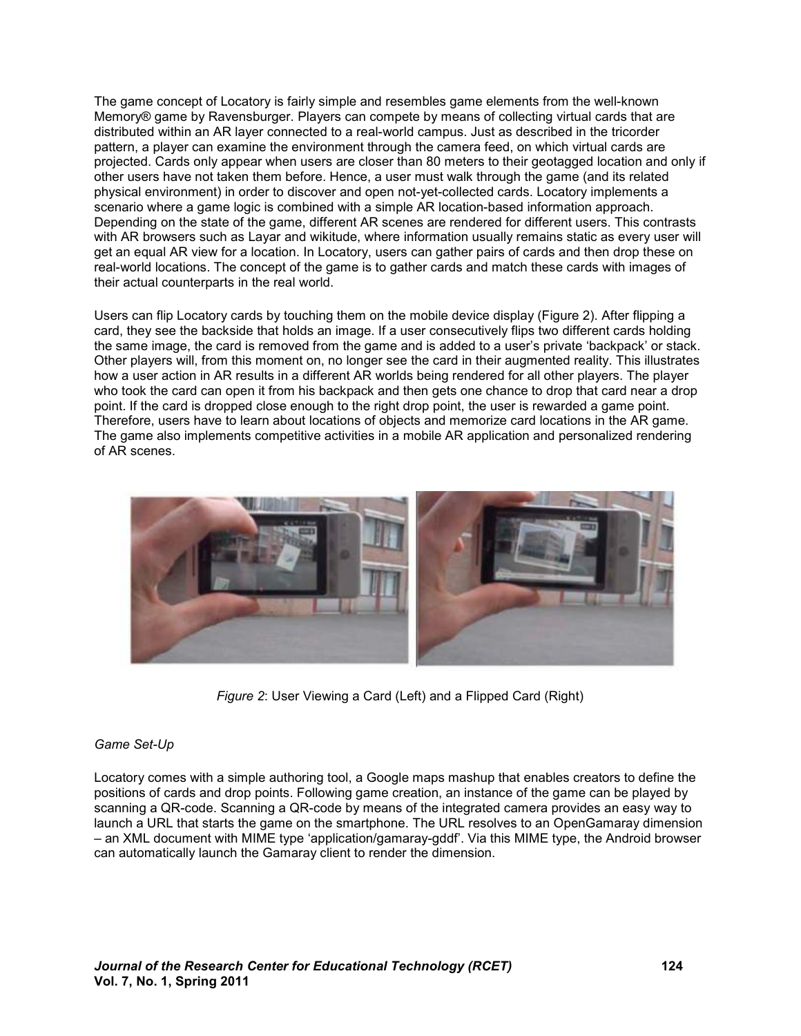The game concept of Locatory is fairly simple and resembles game elements from the well-known Memory® game by Ravensburger. Players can compete by means of collecting virtual cards that are distributed within an AR layer connected to a real-world campus. Just as described in the tricorder pattern, a player can examine the environment through the camera feed, on which virtual cards are projected. Cards only appear when users are closer than 80 meters to their geotagged location and only if other users have not taken them before. Hence, a user must walk through the game (and its related physical environment) in order to discover and open not-yet-collected cards. Locatory implements a scenario where a game logic is combined with a simple AR location-based information approach. Depending on the state of the game, different AR scenes are rendered for different users. This contrasts with AR browsers such as Layar and wikitude, where information usually remains static as every user will get an equal AR view for a location. In Locatory, users can gather pairs of cards and then drop these on real-world locations. The concept of the game is to gather cards and match these cards with images of their actual counterparts in the real world.

Users can flip Locatory cards by touching them on the mobile device display (Figure 2). After flipping a card, they see the backside that holds an image. If a user consecutively flips two different cards holding the same image, the card is removed from the game and is added to a user's private 'backpack' or stack. Other players will, from this moment on, no longer see the card in their augmented reality. This illustrates how a user action in AR results in a different AR worlds being rendered for all other players. The player who took the card can open it from his backpack and then gets one chance to drop that card near a drop point. If the card is dropped close enough to the right drop point, the user is rewarded a game point. Therefore, users have to learn about locations of objects and memorize card locations in the AR game. The game also implements competitive activities in a mobile AR application and personalized rendering of AR scenes.

*Figure 2*: User Viewing a Card (Left) and a Flipped Card (Right)

*Game Set-Up*

Locatory comes with a simple authoring tool, a Google maps mashup that enables creators to define the positions of cards and drop points. Following game creation, an instance of the game can be played by scanning a QR-code. Scanning a QR-code by means of the integrated camera provides an easy way to launch a URL that starts the game on the smartphone. The URL resolves to an OpenGamaray dimension – an XML document with MIME type 'application/gamaray-gddf'. Via this MIME type, the Android browser can automatically launch the Gamaray client to render the dimension.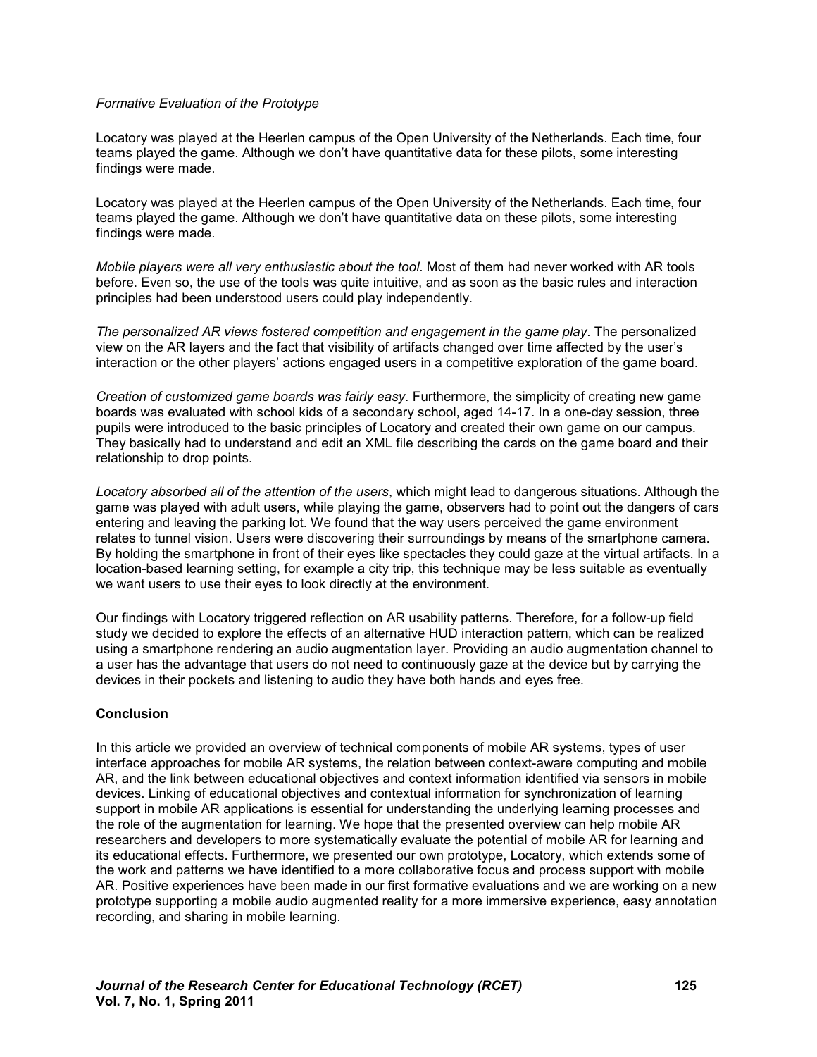*Formative Evaluation of the Prototype*

Locatory was played at the Heerlen campus of the Open University of the Netherlands. Each time, four teams played the game. Although we don't have quantitative data for these pilots, some interesting findings were made.

Locatory was played at the Heerlen campus of the Open University of the Netherlands. Each time, four teams played the game. Although we don't have quantitative data on these pilots, some interesting findings were made.

*Mobile players were all very enthusiastic about the tool*. Most of them had never worked with AR tools before. Even so, the use of the tools was quite intuitive, and as soon as the basic rules and interaction principles had been understood users could play independently.

*The personalized AR views fostered competition and engagement in the game play*. The personalized view on the AR layers and the fact that visibility of artifacts changed over time affected by the user's interaction or the other players' actions engaged users in a competitive exploration of the game board.

*Creation of customized game boards was fairly easy*. Furthermore, the simplicity of creating new game boards was evaluated with school kids of a secondary school, aged 14-17. In a one-day session, three pupils were introduced to the basic principles of Locatory and created their own game on our campus. They basically had to understand and edit an XML file describing the cards on the game board and their relationship to drop points.

*Locatory absorbed all of the attention of the users*, which might lead to dangerous situations. Although the game was played with adult users, while playing the game, observers had to point out the dangers of cars entering and leaving the parking lot. We found that the way users perceived the game environment relates to tunnel vision. Users were discovering their surroundings by means of the smartphone camera. By holding the smartphone in front of their eyes like spectacles they could gaze at the virtual artifacts. In a location-based learning setting, for example a city trip, this technique may be less suitable as eventually we want users to use their eyes to look directly at the environment.

Our findings with Locatory triggered reflection on AR usability patterns. Therefore, for a follow-up field study we decided to explore the effects of an alternative HUD interaction pattern, which can be realized using a smartphone rendering an audio augmentation layer. Providing an audio augmentation channel to a user has the advantage that users do not need to continuously gaze at the device but by carrying the devices in their pockets and listening to audio they have both hands and eyes free.

## Conclusion

In this article we provided an overview of technical components of mobile AR systems, types of user interface approaches for mobile AR systems, the relation between context-aware computing and mobile AR, and the link between educational objectives and context information identified via sensors in mobile devices. Linking of educational objectives and contextual information for synchronization of learning support in mobile AR applications is essential for understanding the underlying learning processes and the role of the augmentation for learning. We hope that the presented overview can help mobile AR researchers and developers to more systematically evaluate the potential of mobile AR for learning and its educational effects. Furthermore, we presented our own prototype, Locatory, which extends some of the work and patterns we have identified to a more collaborative focus and process support with mobile AR. Positive experiences have been made in our first formative evaluations and we are working on a new prototype supporting a mobile audio augmented reality for a more immersive experience, easy annotation recording, and sharing in mobile learning.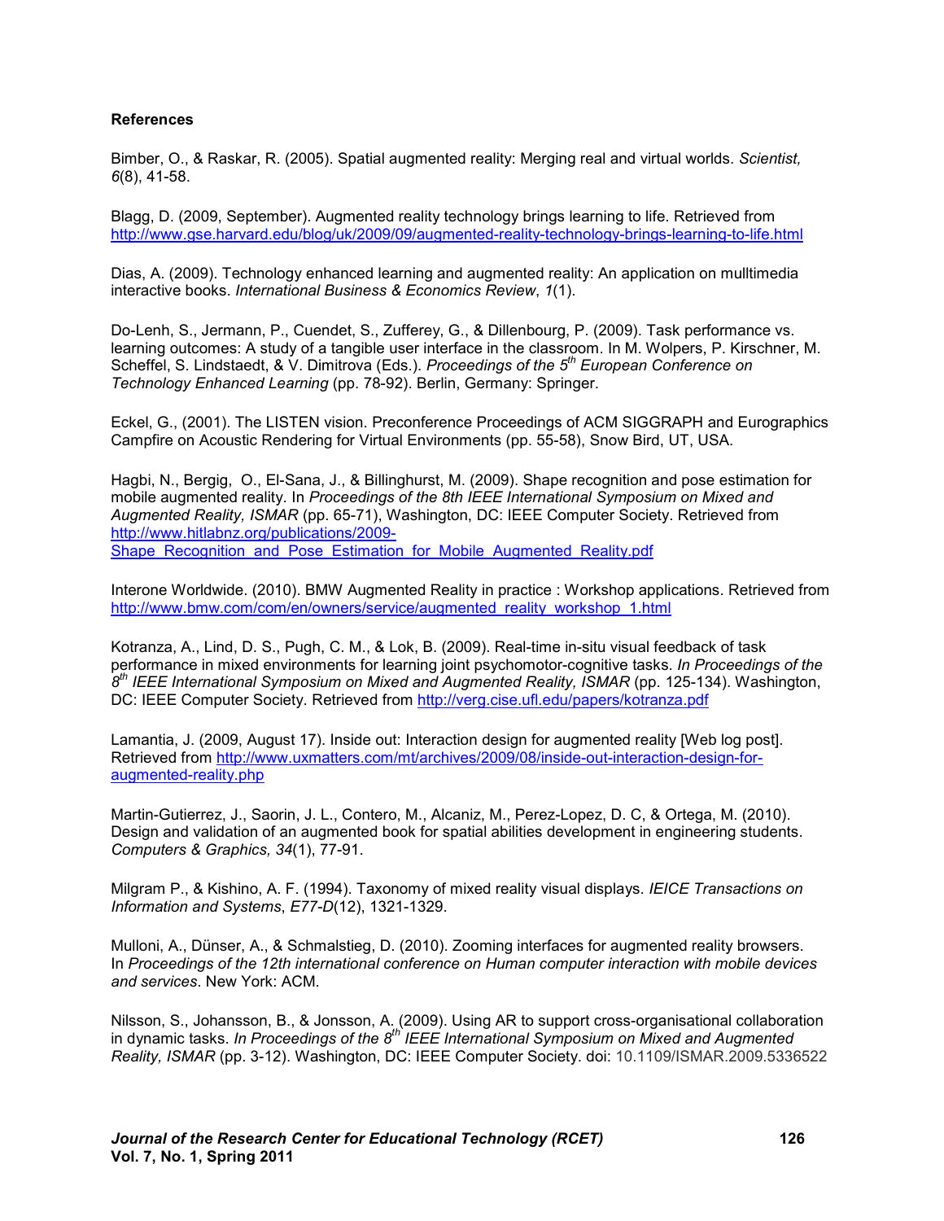**References**

Bimber, O., & Raskar, R. (2005). Spatial augmented reality: Merging real and virtual worlds. *Scientist, 6*(8), 41-58.

Blagg, D. (2009, September). Augmented reality technology brings learning to life. Retrieved from http://www.gse.harvard.edu/blog/uk/2009/09/augmented-reality-technology-brings-learning-to-life.html

Dias, A. (2009). Technology enhanced learning and augmented reality: An application on mulltimedia interactive books. *International Business & Economics Review*, *1*(1).

Do-Lenh, S., Jermann, P., Cuendet, S., Zufferey, G., & Dillenbourg, P. (2009). Task performance vs. learning outcomes: A study of a tangible user interface in the classroom. In M. Wolpers, P. Kirschner, M. Scheffel, S. Lindstaedt, & V. Dimitrova (Eds.). *Proceedings of the 5th European Conference on Technology Enhanced Learning* (pp. 78-92). Berlin, Germany: Springer.

Eckel, G., (2001). The LISTEN vision. Preconference Proceedings of ACM SIGGRAPH and Eurographics Campfire on Acoustic Rendering for Virtual Environments (pp. 55-58), Snow Bird, UT, USA.

Hagbi, N., Bergig, O., El-Sana, J., & Billinghurst, M. (2009). Shape recognition and pose estimation for mobile augmented reality. In *Proceedings of the 8th IEEE International Symposium on Mixed and Augmented Reality, ISMAR* (pp. 65-71), Washington, DC: IEEE Computer Society. Retrieved from http://www.hitlabnz.org/publications/2009-Shape_Recognition_and_Pose_Estimation_for_Mobile_Augmented_Reality.pdf

Interone Worldwide. (2010). BMW Augmented Reality in practice : Workshop applications. Retrieved from http://www.bmw.com/com/en/owners/service/augmented_reality_workshop_1.html

Kotranza, A., Lind, D. S., Pugh, C. M., & Lok, B. (2009). Real-time in-situ visual feedback of task performance in mixed environments for learning joint psychomotor-cognitive tasks. *In Proceedings of the 8th IEEE International Symposium on Mixed and Augmented Reality, ISMAR* (pp. 125-134). Washington, DC: IEEE Computer Society. Retrieved from http://verg.cise.ufl.edu/papers/kotranza.pdf

Lamantia, J. (2009, August 17). Inside out: Interaction design for augmented reality [Web log post]. Retrieved from http://www.uxmatters.com/mt/archives/2009/08/inside-out-interaction-design-for-augmented-reality.php

Martin-Gutierrez, J., Saorin, J. L., Contero, M., Alcaniz, M., Perez-Lopez, D. C, & Ortega, M. (2010). Design and validation of an augmented book for spatial abilities development in engineering students. *Computers & Graphics, 34*(1), 77-91.

Milgram P., & Kishino, A. F. (1994). Taxonomy of mixed reality visual displays. *IEICE Transactions on Information and Systems*, *E77-D*(12), 1321-1329.

Mulloni, A., Dünser, A., & Schmalstieg, D. (2010). Zooming interfaces for augmented reality browsers. In *Proceedings of the 12th international conference on Human computer interaction with mobile devices and services*. New York: ACM.

Nilsson, S., Johansson, B., & Jonsson, A. (2009). Using AR to support cross-organisational collaboration in dynamic tasks. *In Proceedings of the 8th IEEE International Symposium on Mixed and Augmented Reality, ISMAR* (pp. 3-12). Washington, DC: IEEE Computer Society. doi: 10.1109/ISMAR.2009.5336522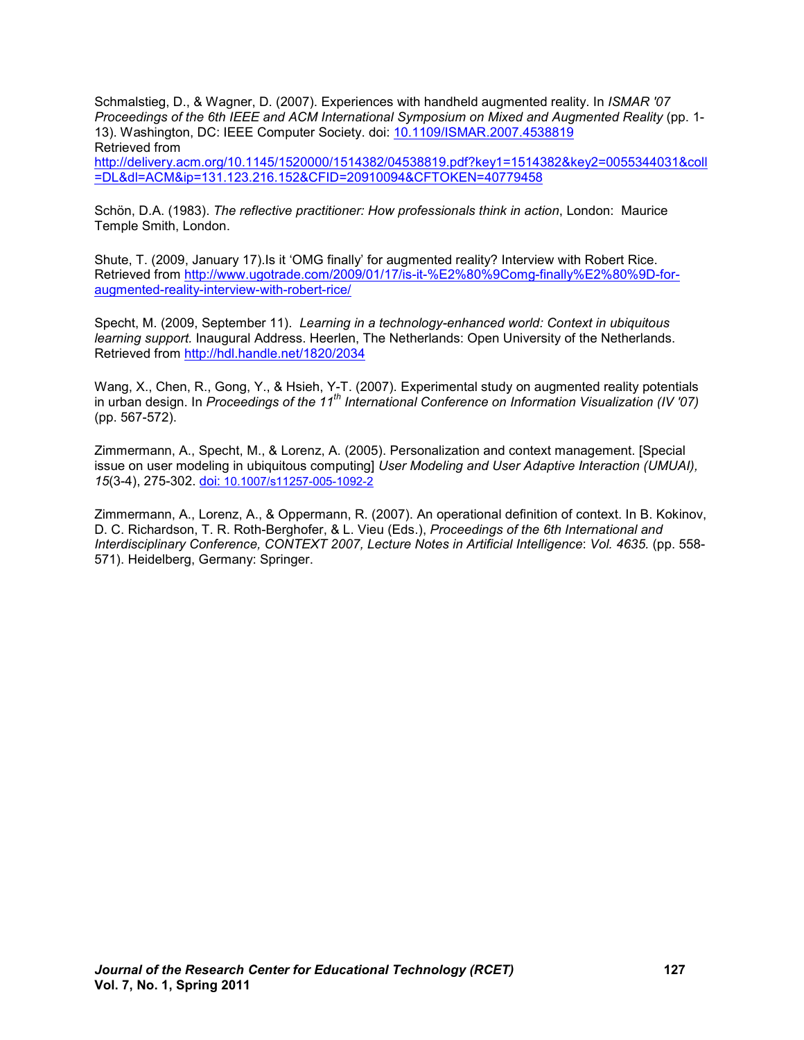Schmalstieg, D., & Wagner, D. (2007). Experiences with handheld augmented reality. In *ISMAR '07 Proceedings of the 6th IEEE and ACM International Symposium on Mixed and Augmented Reality* (pp. 1-13). Washington, DC: IEEE Computer Society. doi: 10.1109/ISMAR.2007.4538819
Retrieved from
http://delivery.acm.org/10.1145/1520000/1514382/04538819.pdf?key1=1514382&key2=0055344031&coll=DL&dl=ACM&ip=131.123.216.152&CFID=20910094&CFTOKEN=40779458

Schön, D.A. (1983). *The reflective practitioner: How professionals think in action*, London: Maurice Temple Smith, London.

Shute, T. (2009, January 17).Is it 'OMG finally' for augmented reality? Interview with Robert Rice. Retrieved from http://www.ugotrade.com/2009/01/17/is-it-%E2%80%9Comg-finally%E2%80%9D-for-augmented-reality-interview-with-robert-rice/

Specht, M. (2009, September 11). *Learning in a technology-enhanced world: Context in ubiquitous learning support.* Inaugural Address. Heerlen, The Netherlands: Open University of the Netherlands. Retrieved from http://hdl.handle.net/1820/2034

Wang, X., Chen, R., Gong, Y., & Hsieh, Y-T. (2007). Experimental study on augmented reality potentials in urban design. In *Proceedings of the 11th International Conference on Information Visualization (IV '07)* (pp. 567-572).

Zimmermann, A., Specht, M., & Lorenz, A. (2005). Personalization and context management. [Special issue on user modeling in ubiquitous computing] *User Modeling and User Adaptive Interaction (UMUAI), 15*(3-4), 275-302. doi: 10.1007/s11257-005-1092-2

Zimmermann, A., Lorenz, A., & Oppermann, R. (2007). An operational definition of context. In B. Kokinov, D. C. Richardson, T. R. Roth-Berghofer, & L. Vieu (Eds.), *Proceedings of the 6th International and Interdisciplinary Conference, CONTEXT 2007, Lecture Notes in Artificial Intelligence*: *Vol. 4635.* (pp. 558-571). Heidelberg, Germany: Springer.